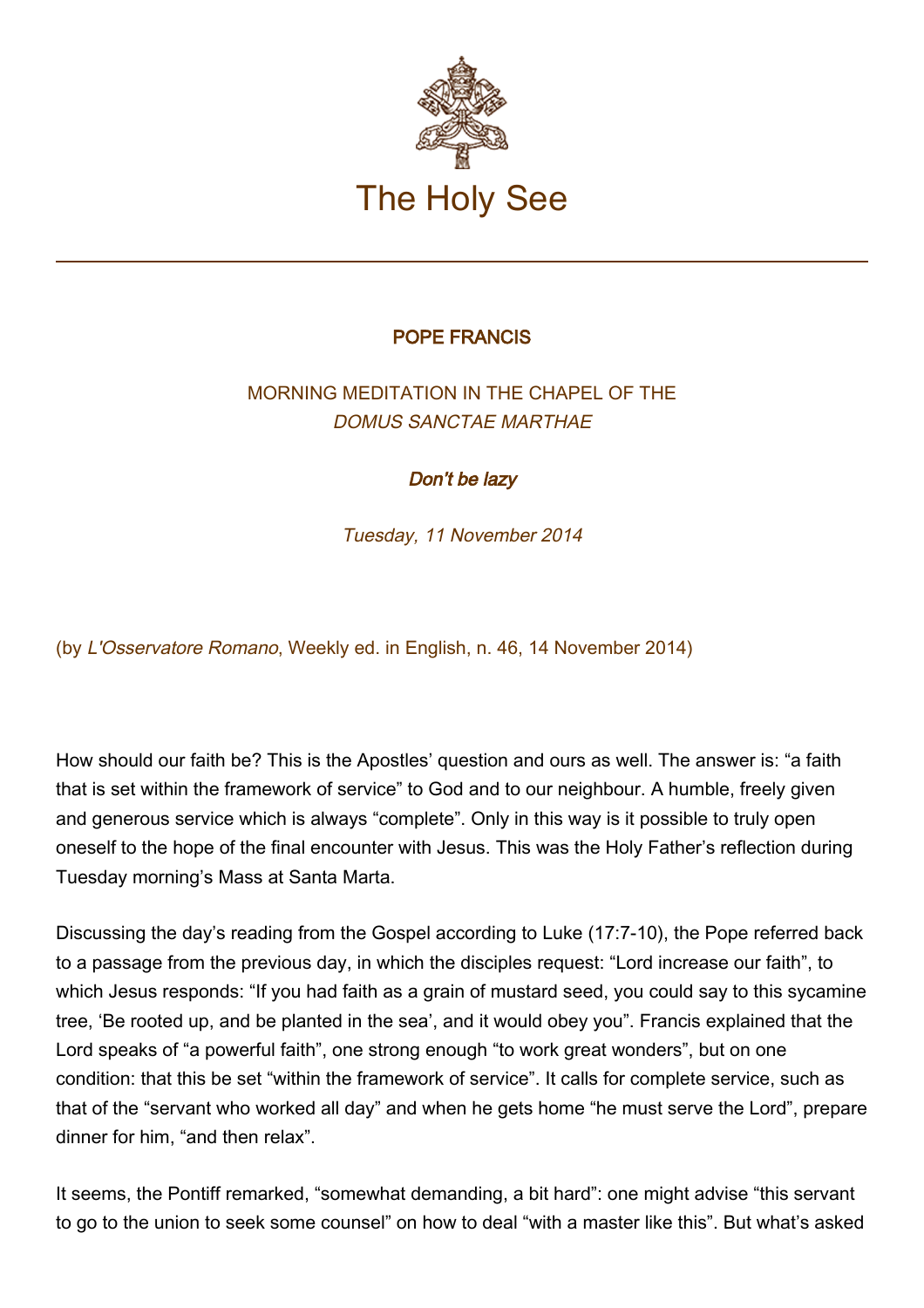# The Holy See

## POPE FRANCIS

### MORNING MEDITATION IN THE CHAPEL OF THE *DOMUS SANCTAE MARTHAE*

### ***Don't be lazy***

*Tuesday, 11 November 2014*

(by *L'Osservatore Romano*, Weekly ed. in English, n. 46, 14 November 2014)

How should our faith be? This is the Apostles' question and ours as well. The answer is: "a faith that is set within the framework of service" to God and to our neighbour. A humble, freely given and generous service which is always "complete". Only in this way is it possible to truly open oneself to the hope of the final encounter with Jesus. This was the Holy Father's reflection during Tuesday morning's Mass at Santa Marta.

Discussing the day's reading from the Gospel according to Luke (17:7-10), the Pope referred back to a passage from the previous day, in which the disciples request: "Lord increase our faith", to which Jesus responds: "If you had faith as a grain of mustard seed, you could say to this sycamine tree, 'Be rooted up, and be planted in the sea', and it would obey you". Francis explained that the Lord speaks of "a powerful faith", one strong enough "to work great wonders", but on one condition: that this be set "within the framework of service". It calls for complete service, such as that of the "servant who worked all day" and when he gets home "he must serve the Lord", prepare dinner for him, "and then relax".

It seems, the Pontiff remarked, "somewhat demanding, a bit hard": one might advise "this servant to go to the union to seek some counsel" on how to deal "with a master like this". But what's asked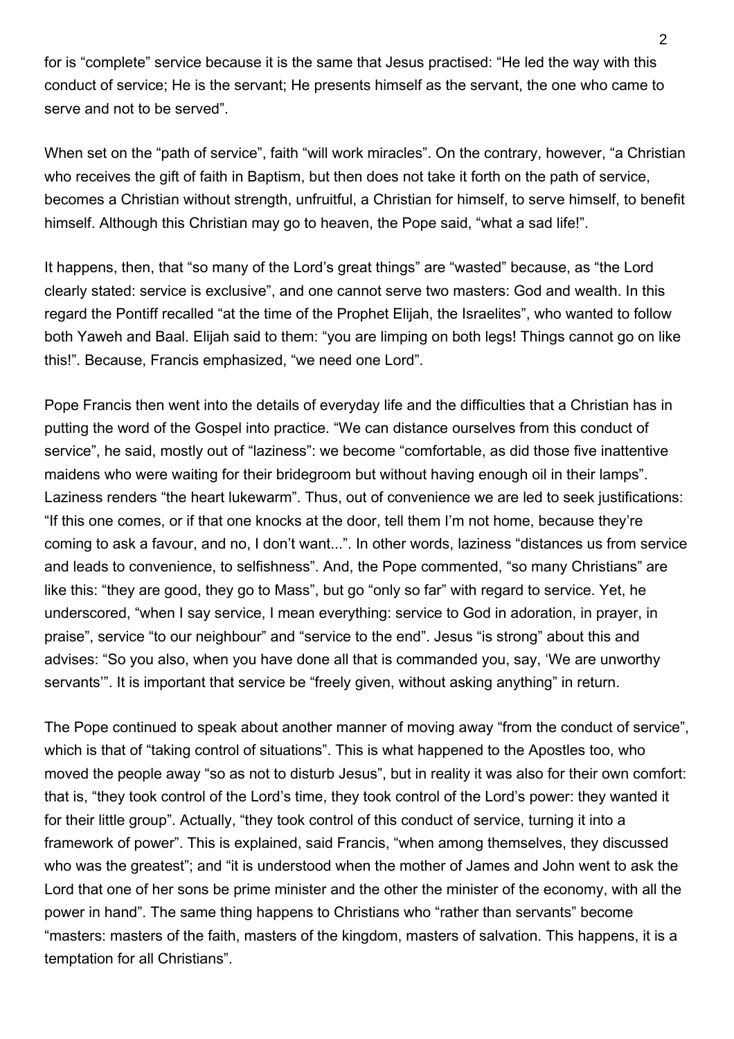for is "complete" service because it is the same that Jesus practised: "He led the way with this conduct of service; He is the servant; He presents himself as the servant, the one who came to serve and not to be served".

When set on the "path of service", faith "will work miracles". On the contrary, however, "a Christian who receives the gift of faith in Baptism, but then does not take it forth on the path of service, becomes a Christian without strength, unfruitful, a Christian for himself, to serve himself, to benefit himself. Although this Christian may go to heaven, the Pope said, "what a sad life!".

It happens, then, that "so many of the Lord's great things" are "wasted" because, as "the Lord clearly stated: service is exclusive", and one cannot serve two masters: God and wealth. In this regard the Pontiff recalled "at the time of the Prophet Elijah, the Israelites", who wanted to follow both Yaweh and Baal. Elijah said to them: "you are limping on both legs! Things cannot go on like this!". Because, Francis emphasized, "we need one Lord".

Pope Francis then went into the details of everyday life and the difficulties that a Christian has in putting the word of the Gospel into practice. "We can distance ourselves from this conduct of service", he said, mostly out of "laziness": we become "comfortable, as did those five inattentive maidens who were waiting for their bridegroom but without having enough oil in their lamps". Laziness renders "the heart lukewarm". Thus, out of convenience we are led to seek justifications: "If this one comes, or if that one knocks at the door, tell them I'm not home, because they're coming to ask a favour, and no, I don't want...". In other words, laziness "distances us from service and leads to convenience, to selfishness". And, the Pope commented, "so many Christians" are like this: "they are good, they go to Mass", but go "only so far" with regard to service. Yet, he underscored, "when I say service, I mean everything: service to God in adoration, in prayer, in praise", service "to our neighbour" and "service to the end". Jesus "is strong" about this and advises: "So you also, when you have done all that is commanded you, say, 'We are unworthy servants'". It is important that service be "freely given, without asking anything" in return.

The Pope continued to speak about another manner of moving away "from the conduct of service", which is that of "taking control of situations". This is what happened to the Apostles too, who moved the people away "so as not to disturb Jesus", but in reality it was also for their own comfort: that is, "they took control of the Lord's time, they took control of the Lord's power: they wanted it for their little group". Actually, "they took control of this conduct of service, turning it into a framework of power". This is explained, said Francis, "when among themselves, they discussed who was the greatest"; and "it is understood when the mother of James and John went to ask the Lord that one of her sons be prime minister and the other the minister of the economy, with all the power in hand". The same thing happens to Christians who "rather than servants" become "masters: masters of the faith, masters of the kingdom, masters of salvation. This happens, it is a temptation for all Christians".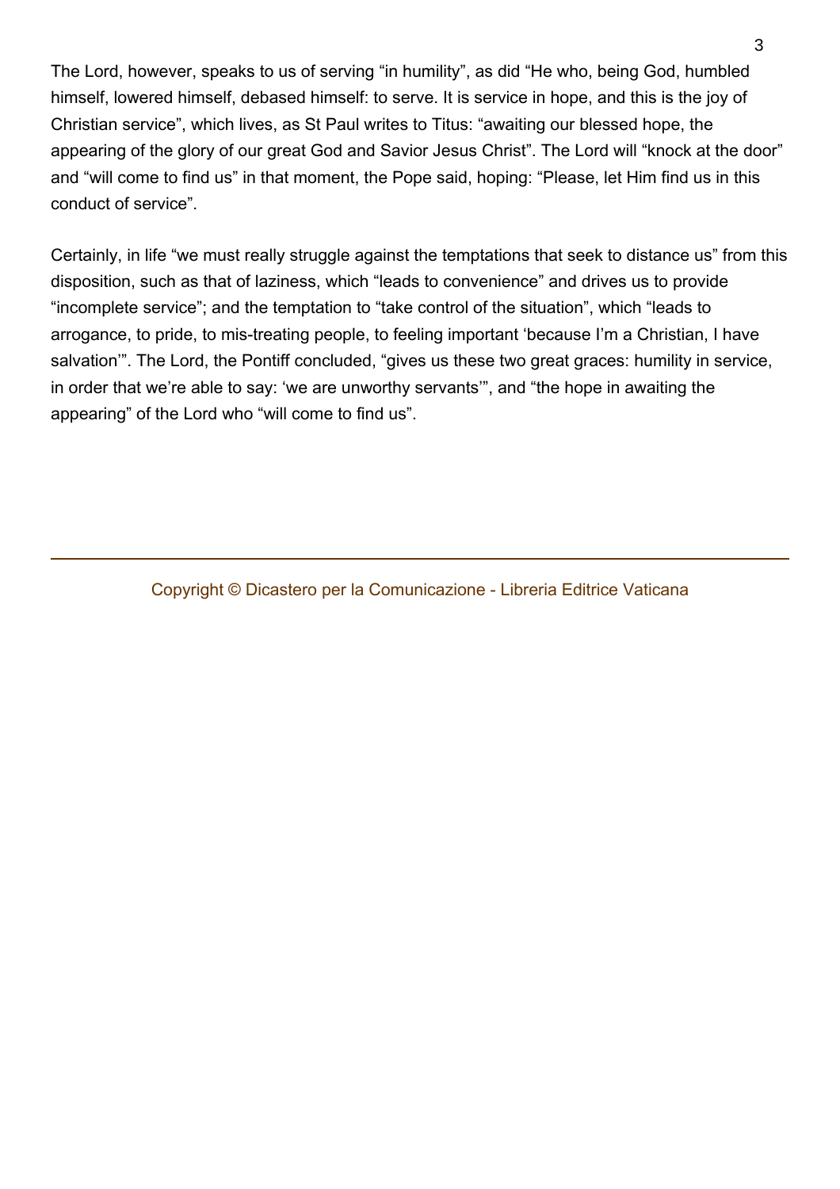The Lord, however, speaks to us of serving “in humility”, as did “He who, being God, humbled himself, lowered himself, debased himself: to serve. It is service in hope, and this is the joy of Christian service”, which lives, as St Paul writes to Titus: “awaiting our blessed hope, the appearing of the glory of our great God and Savior Jesus Christ”. The Lord will “knock at the door” and “will come to find us” in that moment, the Pope said, hoping: “Please, let Him find us in this conduct of service”.

Certainly, in life “we must really struggle against the temptations that seek to distance us” from this disposition, such as that of laziness, which “leads to convenience” and drives us to provide “incomplete service”; and the temptation to “take control of the situation”, which “leads to arrogance, to pride, to mis-treating people, to feeling important ‘because I’m a Christian, I have salvation’”. The Lord, the Pontiff concluded, “gives us these two great graces: humility in service, in order that we’re able to say: ‘we are unworthy servants’”, and “the hope in awaiting the appearing” of the Lord who “will come to find us”.

---

Copyright © Dicastero per la Comunicazione - Libreria Editrice Vaticana